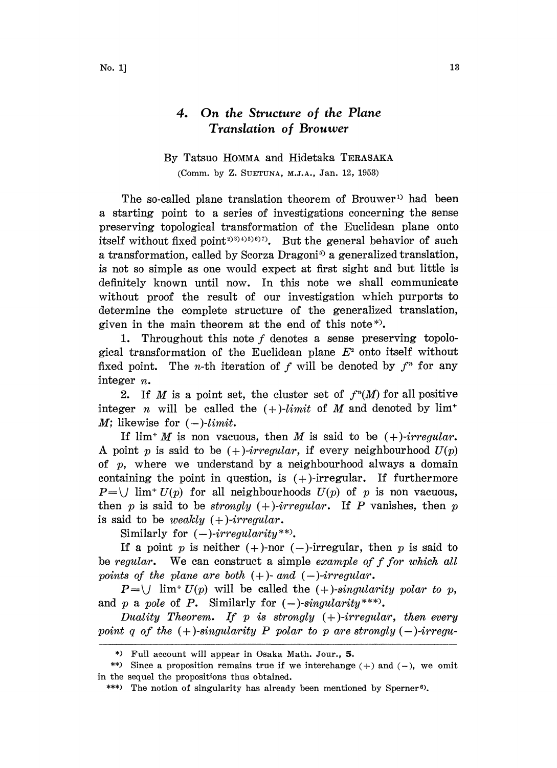# 4. *On the Structure of the Plane Translation of Brouwer*

By Tatsuo HOMMA and Hidetaka TERASAKA

(Comm. by Z. SUETUNA, M.J.A., Jan. 12, 1953)

The so-called plane translation theorem of Brouwer[1] had been a starting point to a series of investigations concerning the sense preserving topological transformation of the Euclidean plane onto itself without fixed point[2][3][4][5][6][7]. But the general behavior of such a transformation, called by Scorza Dragoni[5] a generalized translation, is not so simple as one would expect at first sight and but little is definitely known until now. In this note we shall communicate without proof the result of our investigation which purports to determine the complete structure of the generalized translation, given in the main theorem at the end of this note[*].

1. Throughout this note $f$ denotes a sense preserving topological transformation of the Euclidean plane $E^2$ onto itself without fixed point. The $n$-th iteration of $f$ will be denoted by $f^n$ for any integer $n$.

2. If $M$ is a point set, the cluster set of $f^n(M)$ for all positive integer $n$ will be called the *(+)-limit* of $M$ and denoted by $\lim^+ M$; likewise for *(−)-limit*.

If $\lim^+ M$ is non vacuous, then $M$ is said to be *(+)-irregular*. A point $p$ is said to be *(+)-irregular*, if every neighbourhood $U(p)$ of $p$, where we understand by a neighbourhood always a domain containing the point in question, is (+)-irregular. If furthermore $P=\bigcup \lim^+ U(p)$ for all neighbourhoods $U(p)$ of $p$ is non vacuous, then $p$ is said to be *strongly (+)-irregular*. If $P$ vanishes, then $p$ is said to be *weakly (+)-irregular*.

Similarly for *(−)-irregularity*[**].

If a point $p$ is neither (+)-nor (−)-irregular, then $p$ is said to be *regular*. We can construct a simple *example of $f$ for which all points of the plane are both (+)- and (−)-irregular.*

$P=\bigcup \lim^+ U(p)$ will be called the *(+)-singularity polar to $p$*, and $p$ a *pole* of $P$. Similarly for *(−)-singularity*[***].

*Duality Theorem. If $p$ is strongly (+)-irregular, then every point $q$ of the (+)-singularity $P$ polar to $p$ are strongly (−)-irregu-*

---

[*] Full account will appear in Osaka Math. Jour., **5**.

[**] Since a proposition remains true if we interchange (+) and (−), we omit in the sequel the propositions thus obtained.

[***] The notion of singularity has already been mentioned by Sperner[6].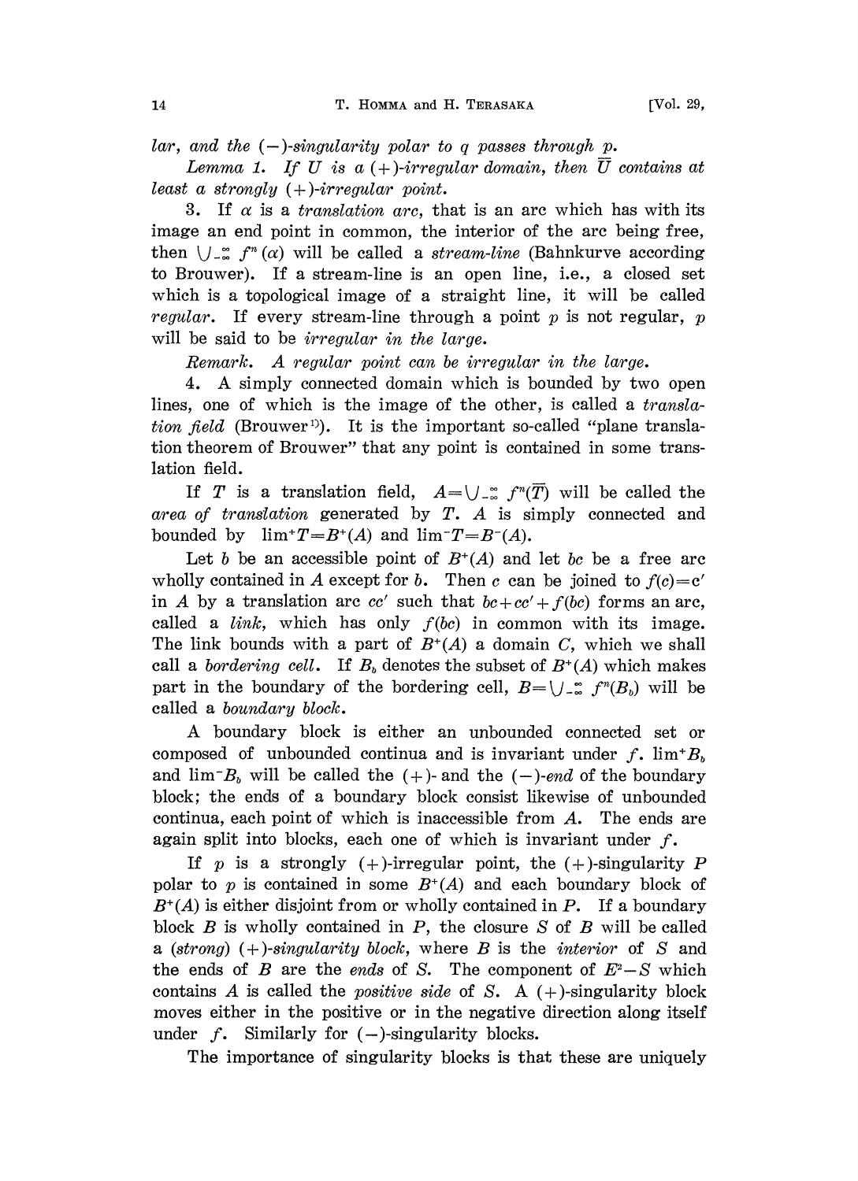lar, and the $(-)$-singularity polar to $q$ passes through $p$.

*Lemma 1. If $U$ is a $(+)$-irregular domain, then $\overline{U}$ contains at least a strongly $(+)$-irregular point.*

3. If $\alpha$ is a *translation arc*, that is an arc which has with its image an end point in common, the interior of the arc being free, then $\bigcup_{-\infty}^{\infty} f^n(\alpha)$ will be called a *stream-line* (Bahnkurve according to Brouwer). If a stream-line is an open line, i.e., a closed set which is a topological image of a straight line, it will be called *regular*. If every stream-line through a point $p$ is not regular, $p$ will be said to be *irregular in the large*.

*Remark. A regular point can be irregular in the large.*

4. A simply connected domain which is bounded by two open lines, one of which is the image of the other, is called a *translation field* (Brouwer[1]). It is the important so-called "plane translation theorem of Brouwer" that any point is contained in some translation field.

If $T$ is a translation field, $A=\bigcup_{-\infty}^{\infty} f^n(\overline{T})$ will be called the *area of translation* generated by $T$. $A$ is simply connected and bounded by $\lim^+ T = B^+(A)$ and $\lim^- T = B^-(A)$.

Let $b$ be an accessible point of $B^+(A)$ and let $bc$ be a free arc wholly contained in $A$ except for $b$. Then $c$ can be joined to $f(c)=c'$ in $A$ by a translation arc $cc'$ such that $bc+cc'+f(bc)$ forms an arc, called a *link*, which has only $f(bc)$ in common with its image. The link bounds with a part of $B^+(A)$ a domain $C$, which we shall call a *bordering cell*. If $B_b$ denotes the subset of $B^+(A)$ which makes part in the boundary of the bordering cell, $B=\bigcup_{-\infty}^{\infty} f^n(B_b)$ will be called a *boundary block*.

A boundary block is either an unbounded connected set or composed of unbounded continua and is invariant under $f$. $\lim^+ B_b$ and $\lim^- B_b$ will be called the $(+)$- and the $(-)$-*end* of the boundary block; the ends of a boundary block consist likewise of unbounded continua, each point of which is inaccessible from $A$. The ends are again split into blocks, each one of which is invariant under $f$.

If $p$ is a strongly $(+)$-irregular point, the $(+)$-singularity $P$ polar to $p$ is contained in some $B^+(A)$ and each boundary block of $B^+(A)$ is either disjoint from or wholly contained in $P$. If a boundary block $B$ is wholly contained in $P$, the closure $S$ of $B$ will be called a *(strong) $(+)$-singularity block*, where $B$ is the *interior* of $S$ and the ends of $B$ are the *ends* of $S$. The component of $E^2-S$ which contains $A$ is called the *positive side* of $S$. A $(+)$-singularity block moves either in the positive or in the negative direction along itself under $f$. Similarly for $(-)$-singularity blocks.

The importance of singularity blocks is that these are uniquely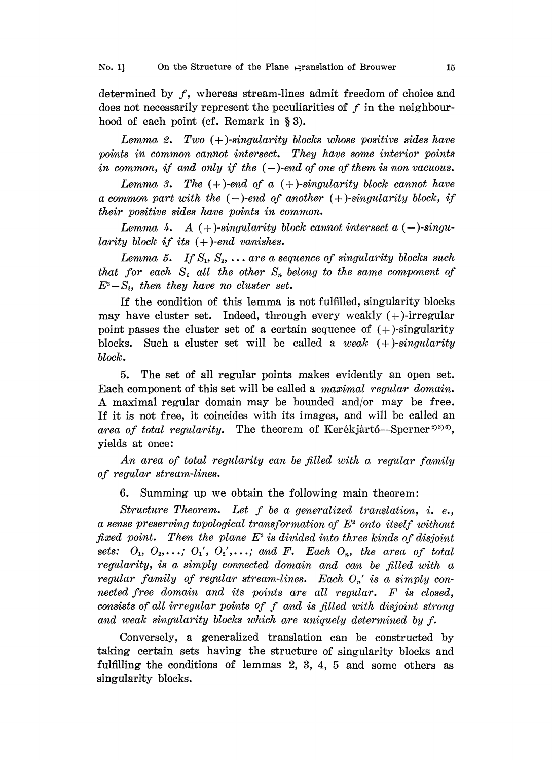determined by $f$, whereas stream-lines admit freedom of choice and does not necessarily represent the peculiarities of $f$ in the neighbourhood of each point (cf. Remark in § 3).

*Lemma 2. Two $(+)$-singularity blocks whose positive sides have points in common cannot intersect. They have some interior points in common, if and only if the $(-)$-end of one of them is non vacuous.*

*Lemma 3. The $(+)$-end of a $(+)$-singularity block cannot have a common part with the $(-)$-end of another $(+)$-singularity block, if their positive sides have points in common.*

*Lemma 4. A $(+)$-singularity block cannot intersect a $(-)$-singularity block if its $(+)$-end vanishes.*

*Lemma 5. If $S_1, S_2, \ldots$ are a sequence of singularity blocks such that for each $S_i$ all the other $S_n$ belong to the same component of $E^2 - S_i$, then they have no cluster set.*

If the condition of this lemma is not fulfilled, singularity blocks may have cluster set. Indeed, through every weakly $(+)$-irregular point passes the cluster set of a certain sequence of $(+)$-singularity blocks. Such a cluster set will be called a *weak $(+)$-singularity block*.

5. The set of all regular points makes evidently an open set. Each component of this set will be called a *maximal regular domain*. A maximal regular domain may be bounded and/or may be free. If it is not free, it coincides with its images, and will be called an *area of total regularity*. The theorem of Kerékjártó—Sperner[2)3)6)], yields at once:

*An area of total regularity can be filled with a regular family of regular stream-lines.*

6. Summing up we obtain the following main theorem:

*Structure Theorem. Let $f$ be a generalized translation, i. e., a sense preserving topological transformation of $E^2$ onto itself without fixed point. Then the plane $E^2$ is divided into three kinds of disjoint sets: $O_1, O_2, \ldots$; $O_1', O_2', \ldots$; and $F$. Each $O_n$, the area of total regularity, is a simply connected domain and can be filled with a regular family of regular stream-lines. Each $O_n'$ is a simply connected free domain and its points are all regular. $F$ is closed, consists of all irregular points of $f$ and is filled with disjoint strong and weak singularity blocks which are uniquely determined by $f$.*

Conversely, a generalized translation can be constructed by taking certain sets having the structure of singularity blocks and fulfilling the conditions of lemmas 2, 3, 4, 5 and some others as singularity blocks.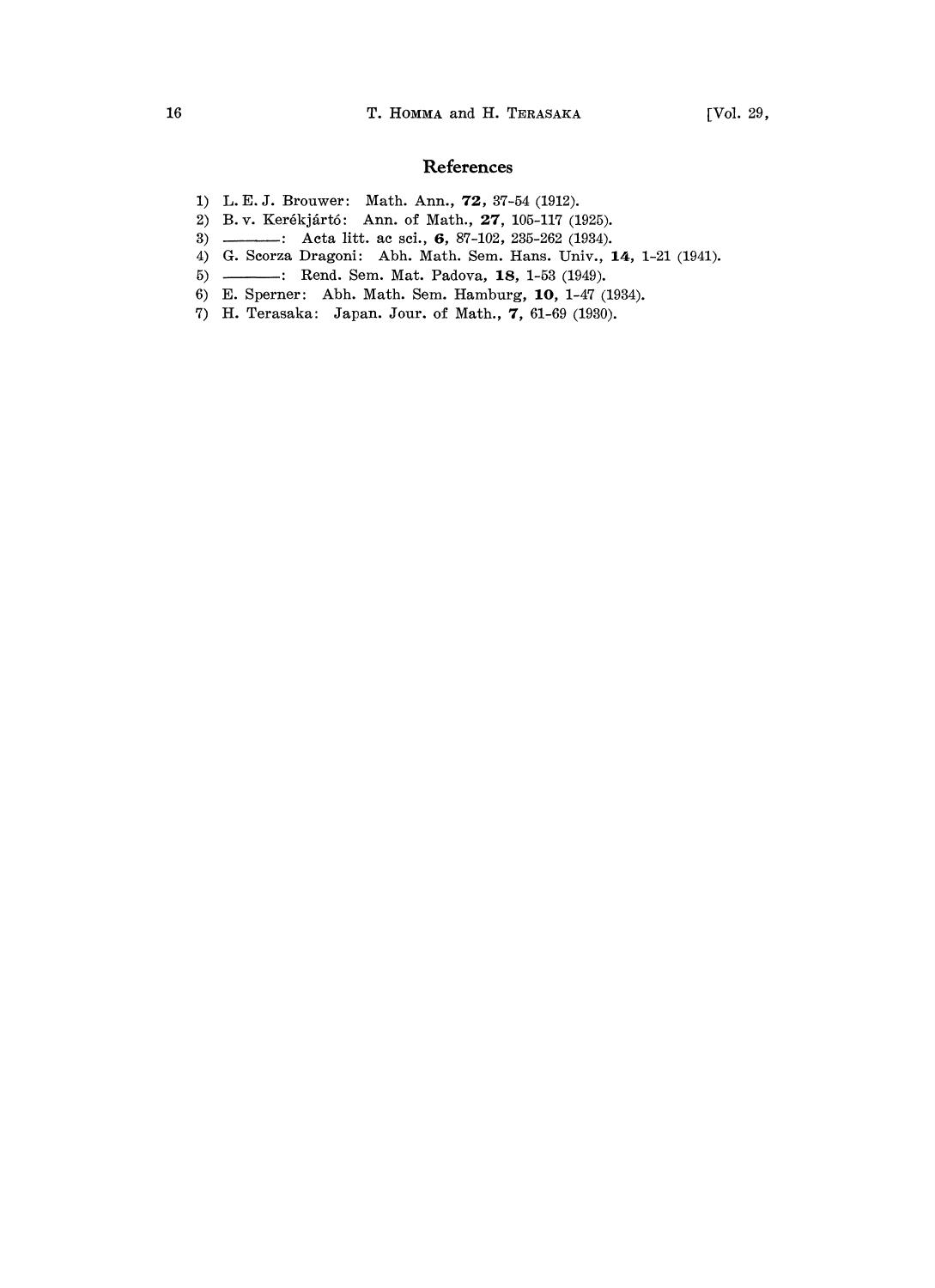## References

1) L. E. J. Brouwer: Math. Ann., **72**, 37-54 (1912).
2) B. v. Kerékjártó: Ann. of Math., **27**, 105-117 (1925).
3) ———: Acta litt. ac sci., **6**, 87-102, 235-262 (1934).
4) G. Scorza Dragoni: Abh. Math. Sem. Hans. Univ., **14**, 1-21 (1941).
5) ———: Rend. Sem. Mat. Padova, **18**, 1-53 (1949).
6) E. Sperner: Abh. Math. Sem. Hamburg, **10**, 1-47 (1934).
7) H. Terasaka: Japan. Jour. of Math., **7**, 61-69 (1930).